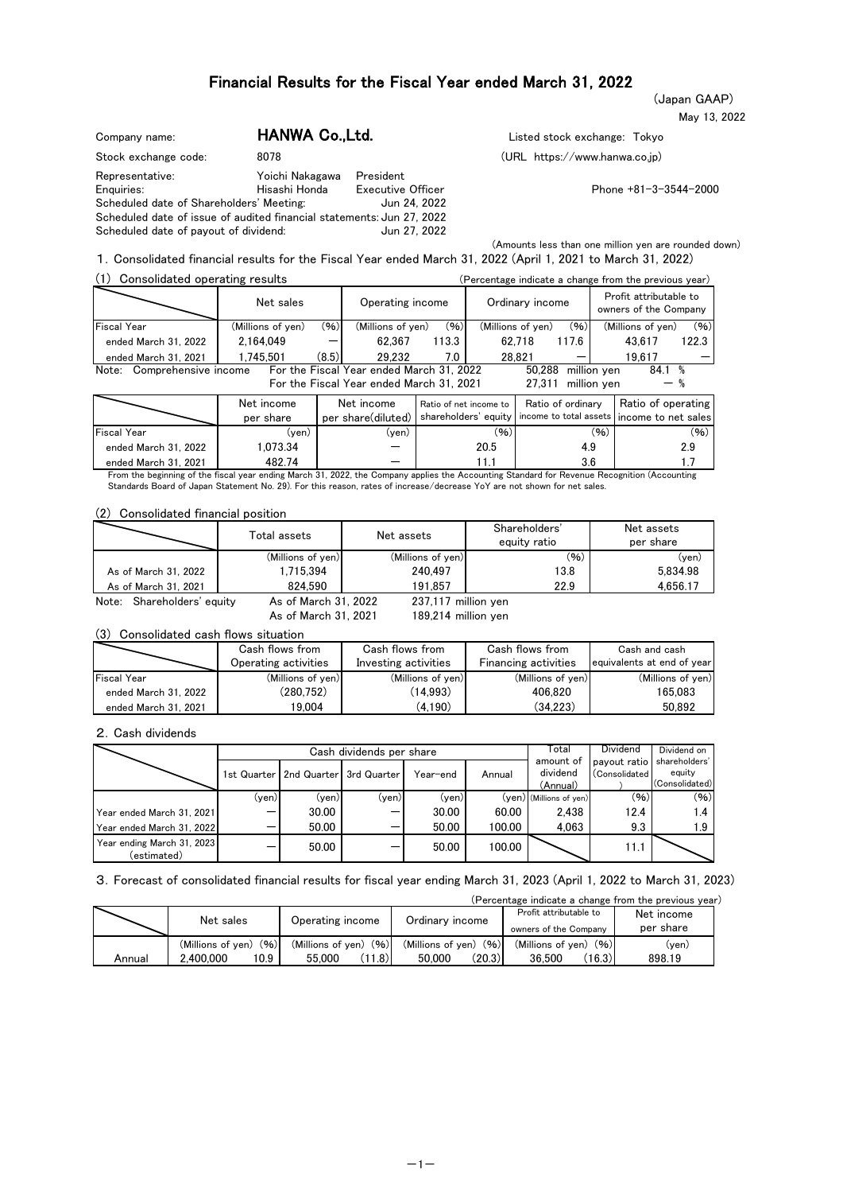# Financial Results for the Fiscal Year ended March 31, 2022

(Japan GAAP)

May 13, 2022

Company name: **HANWA Co.,Ltd.** Listed stock exchange: Tokyo

Stock exchange code: 8078 (URL https://www.hanwa.co.jp)

Representative: Yoichi Nakagawa President

Enquiries: Hisashi Honda Executive Officer Phone +81-3-3544-2000

Scheduled date of Shareholders' Meeting: Jun 24, 2022

Scheduled date of issue of audited financial statements: Jun 27, 2022

Scheduled date of payout of dividend: Jun 27, 2022

(Amounts less than one million yen are rounded down)

## 1. Consolidated financial results for the Fiscal Year ended March 31, 2022 (April 1, 2021 to March 31, 2022)

### (1) Consolidated operating results

(Percentage indicate a change from the previous year)

| | Net sales | | Operating income | | Ordinary income | | Profit attributable to owners of the Company | |
|---|---|---|---|---|---|---|---|---|
| Fiscal Year | (Millions of yen) | (%) | (Millions of yen) | (%) | (Millions of yen) | (%) | (Millions of yen) | (%) |
| ended March 31, 2022 | 2,164,049 | ― | 62,367 | 113.3 | 62,718 | 117.6 | 43,617 | 122.3 |
| ended March 31, 2021 | 1,745,501 | (8.5) | 29,232 | 7.0 | 28,821 | ― | 19,617 | ― |

Note: Comprehensive income For the Fiscal Year ended March 31, 2022 50,288 million yen 84.1 %
For the Fiscal Year ended March 31, 2021 27,311 million yen ― %

| | Net income per share | Net income per share(diluted) | Ratio of net income to shareholders' equity | Ratio of ordinary income to total assets | Ratio of operating income to net sales |
|---|---|---|---|---|---|
| Fiscal Year | (yen) | (yen) | (%) | (%) | (%) |
| ended March 31, 2022 | 1,073.34 | ― | 20.5 | 4.9 | 2.9 |
| ended March 31, 2021 | 482.74 | ― | 11.1 | 3.6 | 1.7 |

From the beginning of the fiscal year ending March 31, 2022, the Company applies the Accounting Standard for Revenue Recognition (Accounting Standards Board of Japan Statement No. 29). For this reason, rates of increase/decrease YoY are not shown for net sales.

### (2) Consolidated financial position

| | Total assets | Net assets | Shareholders' equity ratio | Net assets per share |
|---|---|---|---|---|
| | (Millions of yen) | (Millions of yen) | (%) | (yen) |
| As of March 31, 2022 | 1,715,394 | 240,497 | 13.8 | 5,834.98 |
| As of March 31, 2021 | 824,590 | 191,857 | 22.9 | 4,656.17 |

Note: Shareholders' equity As of March 31, 2022 237,117 million yen
As of March 31, 2021 189,214 million yen

### (3) Consolidated cash flows situation

| | Cash flows from Operating activities | Cash flows from Investing activities | Cash flows from Financing activities | Cash and cash equivalents at end of year |
|---|---|---|---|---|
| Fiscal Year | (Millions of yen) | (Millions of yen) | (Millions of yen) | (Millions of yen) |
| ended March 31, 2022 | (280,752) | (14,993) | 406,820 | 165,083 |
| ended March 31, 2021 | 19,004 | (4,190) | (34,223) | 50,892 |

## 2. Cash dividends

| | Cash dividends per share | | | | | Total amount of dividend (Annual) | Dividend payout ratio (Consolidated) | Dividend on shareholders' equity (Consolidated) |
|---|---|---|---|---|---|---|---|---|
| | 1st Quarter | 2nd Quarter | 3rd Quarter | Year-end | Annual | | | |
| | (yen) | (yen) | (yen) | (yen) | (yen) | (Millions of yen) | (%) | (%) |
| Year ended March 31, 2021 | ― | 30.00 | ― | 30.00 | 60.00 | 2,438 | 12.4 | 1.4 |
| Year ended March 31, 2022 | ― | 50.00 | ― | 50.00 | 100.00 | 4,063 | 9.3 | 1.9 |
| Year ending March 31, 2023 (estimated) | ― | 50.00 | ― | 50.00 | 100.00 | | 11.1 | |

## 3. Forecast of consolidated financial results for fiscal year ending March 31, 2023 (April 1, 2022 to March 31, 2023)

(Percentage indicate a change from the previous year)

| | Net sales | | Operating income | | Ordinary income | | Profit attributable to owners of the Company | | Net income per share |
|---|---|---|---|---|---|---|---|---|---|
| | (Millions of yen) | (%) | (Millions of yen) | (%) | (Millions of yen) | (%) | (Millions of yen) | (%) | (yen) |
| Annual | 2,400,000 | 10.9 | 55,000 | (11.8) | 50,000 | (20.3) | 36,500 | (16.3) | 898.19 |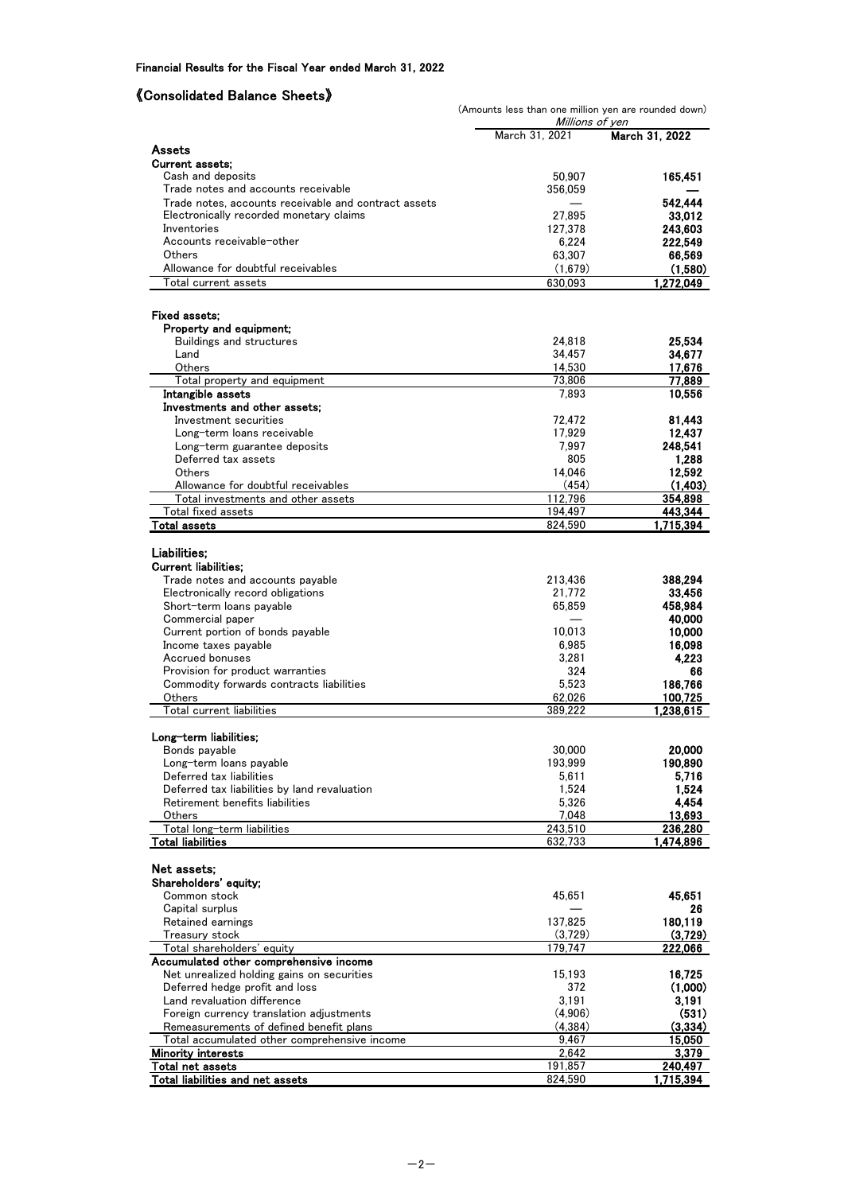Financial Results for the Fiscal Year ended March 31, 2022

# 《Consolidated Balance Sheets》

(Amounts less than one million yen are rounded down)

| | *Millions of yen* | |
|---|---|---|
| | March 31, 2021 | **March 31, 2022** |
| **Assets** | | |
| **Current assets;** | | |
| Cash and deposits | 50,907 | **165,451** |
| Trade notes and accounts receivable | 356,059 | **—** |
| Trade notes, accounts receivable and contract assets | — | **542,444** |
| Electronically recorded monetary claims | 27,895 | **33,012** |
| Inventories | 127,378 | **243,603** |
| Accounts receivable-other | 6,224 | **222,549** |
| Others | 63,307 | **66,569** |
| Allowance for doubtful receivables | (1,679) | **(1,580)** |
| Total current assets | 630,093 | **1,272,049** |
| **Fixed assets;** | | |
| **Property and equipment;** | | |
| Buildings and structures | 24,818 | **25,534** |
| Land | 34,457 | **34,677** |
| Others | 14,530 | **17,676** |
| Total property and equipment | 73,806 | **77,889** |
| **Intangible assets** | 7,893 | **10,556** |
| **Investments and other assets;** | | |
| Investment securities | 72,472 | **81,443** |
| Long-term loans receivable | 17,929 | **12,437** |
| Long-term guarantee deposits | 7,997 | **248,541** |
| Deferred tax assets | 805 | **1,288** |
| Others | 14,046 | **12,592** |
| Allowance for doubtful receivables | (454) | **(1,403)** |
| Total investments and other assets | 112,796 | **354,898** |
| Total fixed assets | 194,497 | **443,344** |
| **Total assets** | 824,590 | **1,715,394** |
| **Liabilities;** | | |
| **Current liabilities;** | | |
| Trade notes and accounts payable | 213,436 | **388,294** |
| Electronically record obligations | 21,772 | **33,456** |
| Short-term loans payable | 65,859 | **458,984** |
| Commercial paper | — | **40,000** |
| Current portion of bonds payable | 10,013 | **10,000** |
| Income taxes payable | 6,985 | **16,098** |
| Accrued bonuses | 3,281 | **4,223** |
| Provision for product warranties | 324 | **66** |
| Commodity forwards contracts liabilities | 5,523 | **186,766** |
| Others | 62,026 | **100,725** |
| Total current liabilities | 389,222 | **1,238,615** |
| **Long-term liabilities;** | | |
| Bonds payable | 30,000 | **20,000** |
| Long-term loans payable | 193,999 | **190,890** |
| Deferred tax liabilities | 5,611 | **5,716** |
| Deferred tax liabilities by land revaluation | 1,524 | **1,524** |
| Retirement benefits liabilities | 5,326 | **4,454** |
| Others | 7,048 | **13,693** |
| Total long-term liabilities | 243,510 | **236,280** |
| **Total liabilities** | 632,733 | **1,474,896** |
| **Net assets;** | | |
| **Shareholders' equity;** | | |
| Common stock | 45,651 | **45,651** |
| Capital surplus | — | **26** |
| Retained earnings | 137,825 | **180,119** |
| Treasury stock | (3,729) | **(3,729)** |
| Total shareholders' equity | 179,747 | **222,066** |
| **Accumulated other comprehensive income** | | |
| Net unrealized holding gains on securities | 15,193 | **16,725** |
| Deferred hedge profit and loss | 372 | **(1,000)** |
| Land revaluation difference | 3,191 | **3,191** |
| Foreign currency translation adjustments | (4,906) | **(531)** |
| Remeasurements of defined benefit plans | (4,384) | **(3,334)** |
| Total accumulated other comprehensive income | 9,467 | **15,050** |
| **Minority interests** | 2,642 | **3,379** |
| **Total net assets** | 191,857 | **240,497** |
| **Total liabilities and net assets** | 824,590 | **1,715,394** |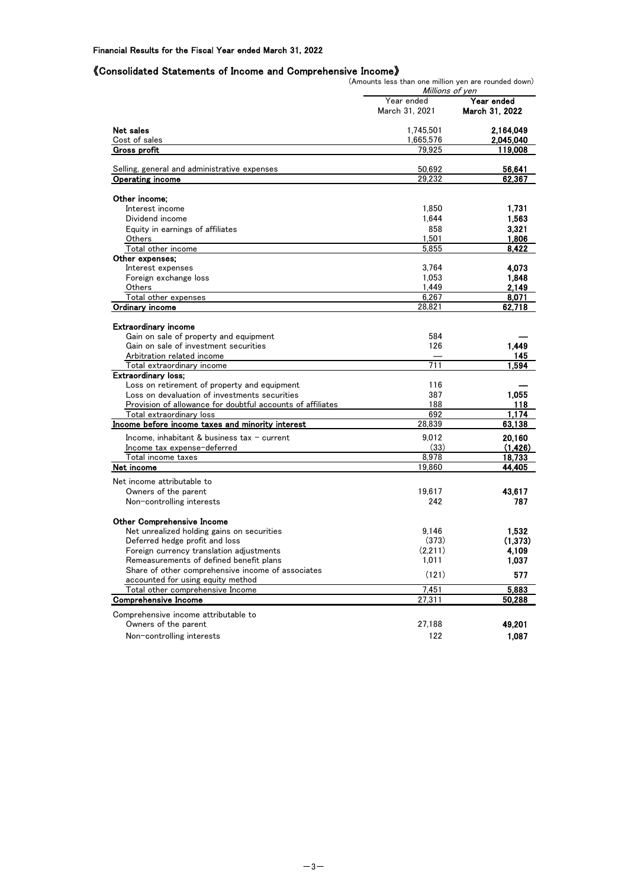Financial Results for the Fiscal Year ended March 31, 2022

## 《Consolidated Statements of Income and Comprehensive Income》

(Amounts less than one million yen are rounded down)

| | Millions of yen | |
|---|---|---|
| | Year ended March 31, 2021 | **Year ended March 31, 2022** |
| **Net sales** | 1,745,501 | **2,164,049** |
| Cost of sales | 1,665,576 | **2,045,040** |
| **Gross profit** | 79,925 | **119,008** |
| Selling, general and administrative expenses | 50,692 | **56,641** |
| **Operating income** | 29,232 | **62,367** |
| **Other income;** | | |
| Interest income | 1,850 | **1,731** |
| Dividend income | 1,644 | **1,563** |
| Equity in earnings of affiliates | 858 | **3,321** |
| Others | 1,501 | **1,806** |
| Total other income | 5,855 | **8,422** |
| **Other expenses;** | | |
| Interest expenses | 3,764 | **4,073** |
| Foreign exchange loss | 1,053 | **1,848** |
| Others | 1,449 | **2,149** |
| Total other expenses | 6,267 | **8,071** |
| **Ordinary income** | 28,821 | **62,718** |
| **Extraordinary income** | | |
| Gain on sale of property and equipment | 584 | **—** |
| Gain on sale of investment securities | 126 | **1,449** |
| Arbitration related income | — | **145** |
| Total extraordinary income | 711 | **1,594** |
| **Extraordinary loss;** | | |
| Loss on retirement of property and equipment | 116 | **—** |
| Loss on devaluation of investments securities | 387 | **1,055** |
| Provision of allowance for doubtful accounts of affiliates | 188 | **118** |
| Total extraordinary loss | 692 | **1,174** |
| **Income before income taxes and minority interest** | 28,839 | **63,138** |
| Income, inhabitant & business tax – current | 9,012 | **20,160** |
| Income tax expense-deferred | (33) | **(1,426)** |
| Total income taxes | 8,978 | **18,733** |
| **Net income** | 19,860 | **44,405** |
| Net income attributable to | | |
| Owners of the parent | 19,617 | **43,617** |
| Non-controlling interests | 242 | **787** |
| **Other Comprehensive Income** | | |
| Net unrealized holding gains on securities | 9,146 | **1,532** |
| Deferred hedge profit and loss | (373) | **(1,373)** |
| Foreign currency translation adjustments | (2,211) | **4,109** |
| Remeasurements of defined benefit plans | 1,011 | **1,037** |
| Share of other comprehensive income of associates accounted for using equity method | (121) | **577** |
| Total other comprehensive Income | 7,451 | **5,883** |
| **Comprehensive Income** | 27,311 | **50,288** |
| Comprehensive income attributable to | | |
| Owners of the parent | 27,188 | **49,201** |
| Non-controlling interests | 122 | **1,087** |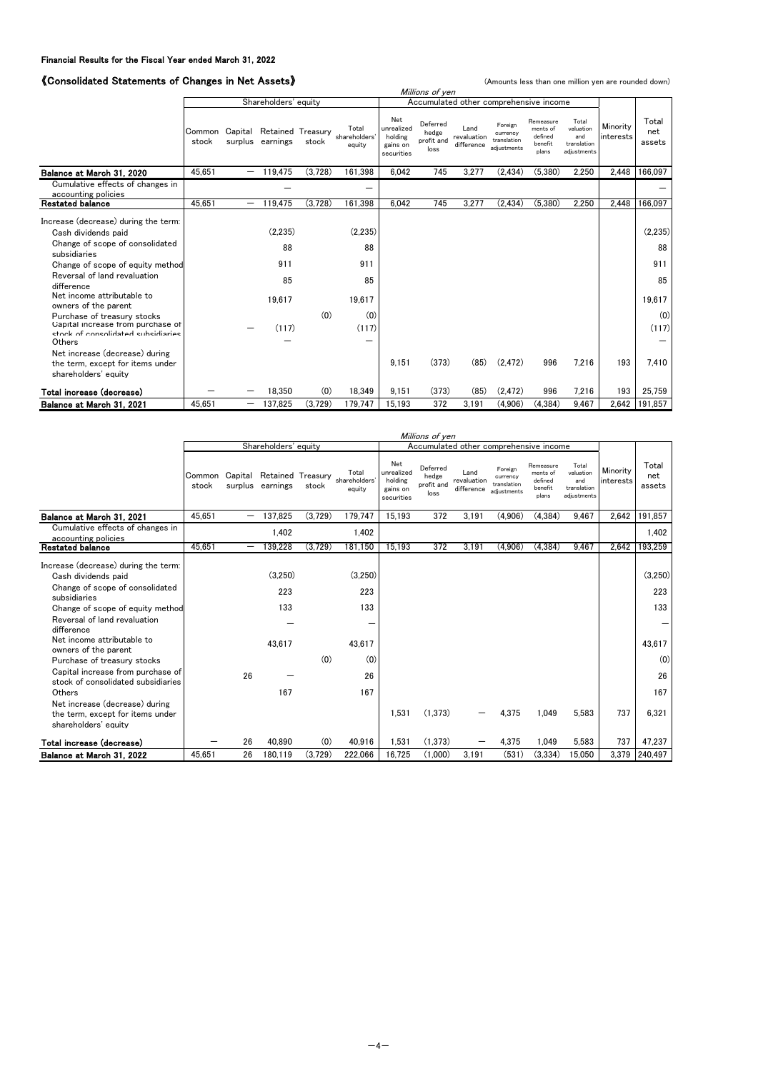Financial Results for the Fiscal Year ended March 31, 2022

## 《Consolidated Statements of Changes in Net Assets》

(Amounts less than one million yen are rounded down)

*Millions of yen*

| | Shareholders' equity | | | | | Accumulated other comprehensive income | | | | | | | |
|---|---|---|---|---|---|---|---|---|---|---|---|---|---|
| | Common stock | Capital surplus | Retained earnings | Treasury stock | Total shareholders' equity | Net unrealized holding gains on securities | Deferred hedge profit and loss | Land revaluation difference | Foreign currency translation adjustments | Remeasurements of defined benefit plans | Total valuation and translation adjustments | Minority interests | Total net assets |
| **Balance at March 31, 2020** | 45,651 | － | 119,475 | (3,728) | 161,398 | 6,042 | 745 | 3,277 | (2,434) | (5,380) | 2,250 | 2,448 | 166,097 |
| Cumulative effects of changes in accounting policies | | | － | | － | | | | | | | | － |
| **Restated balance** | 45,651 | － | 119,475 | (3,728) | 161,398 | 6,042 | 745 | 3,277 | (2,434) | (5,380) | 2,250 | 2,448 | 166,097 |
| Increase (decrease) during the term: | | | | | | | | | | | | | |
| Cash dividends paid | | | (2,235) | | (2,235) | | | | | | | | (2,235) |
| Change of scope of consolidated subsidiaries | | | 88 | | 88 | | | | | | | | 88 |
| Change of scope of equity method | | | 911 | | 911 | | | | | | | | 911 |
| Reversal of land revaluation difference | | | 85 | | 85 | | | | | | | | 85 |
| Net income attributable to owners of the parent | | | 19,617 | | 19,617 | | | | | | | | 19,617 |
| Purchase of treasury stocks | | | | (0) | (0) | | | | | | | | (0) |
| Capital increase from purchase of stock of consolidated subsidiaries | | － | (117) | | (117) | | | | | | | | (117) |
| Others | | | － | | － | | | | | | | | － |
| Net increase (decrease) during the term, except for items under shareholders' equity | | | | | | 9,151 | (373) | (85) | (2,472) | 996 | 7,216 | 193 | 7,410 |
| **Total increase (decrease)** | － | － | 18,350 | (0) | 18,349 | 9,151 | (373) | (85) | (2,472) | 996 | 7,216 | 193 | 25,759 |
| **Balance at March 31, 2021** | 45,651 | － | 137,825 | (3,729) | 179,747 | 15,193 | 372 | 3,191 | (4,906) | (4,384) | 9,467 | 2,642 | 191,857 |

*Millions of yen*

| | Shareholders' equity | | | | | Accumulated other comprehensive income | | | | | | | |
|---|---|---|---|---|---|---|---|---|---|---|---|---|---|
| | Common stock | Capital surplus | Retained earnings | Treasury stock | Total shareholders' equity | Net unrealized holding gains on securities | Deferred hedge profit and loss | Land revaluation difference | Foreign currency translation adjustments | Remeasurements of defined benefit plans | Total valuation and translation adjustments | Minority interests | Total net assets |
| **Balance at March 31, 2021** | 45,651 | － | 137,825 | (3,729) | 179,747 | 15,193 | 372 | 3,191 | (4,906) | (4,384) | 9,467 | 2,642 | 191,857 |
| Cumulative effects of changes in accounting policies | | | 1,402 | | 1,402 | | | | | | | | 1,402 |
| **Restated balance** | 45,651 | － | 139,228 | (3,729) | 181,150 | 15,193 | 372 | 3,191 | (4,906) | (4,384) | 9,467 | 2,642 | 193,259 |
| Increase (decrease) during the term: | | | | | | | | | | | | | |
| Cash dividends paid | | | (3,250) | | (3,250) | | | | | | | | (3,250) |
| Change of scope of consolidated subsidiaries | | | 223 | | 223 | | | | | | | | 223 |
| Change of scope of equity method | | | 133 | | 133 | | | | | | | | 133 |
| Reversal of land revaluation difference | | | － | | － | | | | | | | | － |
| Net income attributable to owners of the parent | | | 43,617 | | 43,617 | | | | | | | | 43,617 |
| Purchase of treasury stocks | | | | (0) | (0) | | | | | | | | (0) |
| Capital increase from purchase of stock of consolidated subsidiaries | | 26 | － | | 26 | | | | | | | | 26 |
| Others | | | 167 | | 167 | | | | | | | | 167 |
| Net increase (decrease) during the term, except for items under shareholders' equity | | | | | | 1,531 | (1,373) | － | 4,375 | 1,049 | 5,583 | 737 | 6,321 |
| **Total increase (decrease)** | － | 26 | 40,890 | (0) | 40,916 | 1,531 | (1,373) | － | 4,375 | 1,049 | 5,583 | 737 | 47,237 |
| **Balance at March 31, 2022** | 45,651 | 26 | 180,119 | (3,729) | 222,066 | 16,725 | (1,000) | 3,191 | (531) | (3,334) | 15,050 | 3,379 | 240,497 |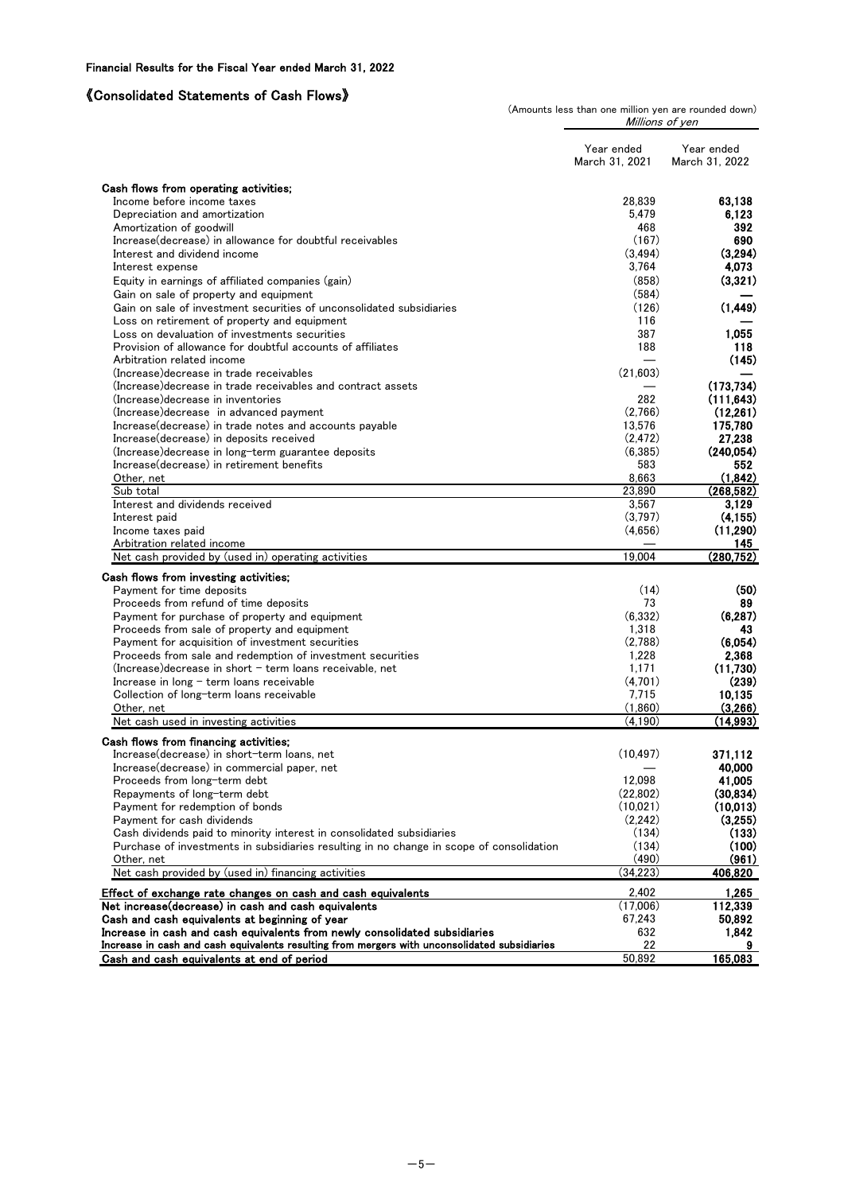Financial Results for the Fiscal Year ended March 31, 2022

## 《Consolidated Statements of Cash Flows》

(Amounts less than one million yen are rounded down)

| | Millions of yen | |
|---|---|---|
| | Year ended March 31, 2021 | Year ended March 31, 2022 |
| **Cash flows from operating activities;** | | |
| Income before income taxes | 28,839 | **63,138** |
| Depreciation and amortization | 5,479 | **6,123** |
| Amortization of goodwill | 468 | **392** |
| Increase(decrease) in allowance for doubtful receivables | (167) | **690** |
| Interest and dividend income | (3,494) | **(3,294)** |
| Interest expense | 3,764 | **4,073** |
| Equity in earnings of affiliated companies (gain) | (858) | **(3,321)** |
| Gain on sale of property and equipment | (584) | **—** |
| Gain on sale of investment securities of unconsolidated subsidiaries | (126) | **(1,449)** |
| Loss on retirement of property and equipment | 116 | **—** |
| Loss on devaluation of investments securities | 387 | **1,055** |
| Provision of allowance for doubtful accounts of affiliates | 188 | **118** |
| Arbitration related income | — | **(145)** |
| (Increase)decrease in trade receivables | (21,603) | **—** |
| (Increase)decrease in trade receivables and contract assets | — | **(173,734)** |
| (Increase)decrease in inventories | 282 | **(111,643)** |
| (Increase)decrease in advanced payment | (2,766) | **(12,261)** |
| Increase(decrease) in trade notes and accounts payable | 13,576 | **175,780** |
| Increase(decrease) in deposits received | (2,472) | **27,238** |
| (Increase)decrease in long-term guarantee deposits | (6,385) | **(240,054)** |
| Increase(decrease) in retirement benefits | 583 | **552** |
| Other, net | 8,663 | **(1,842)** |
| Sub total | 23,890 | **(268,582)** |
| Interest and dividends received | 3,567 | **3,129** |
| Interest paid | (3,797) | **(4,155)** |
| Income taxes paid | (4,656) | **(11,290)** |
| Arbitration related income | — | **145** |
| Net cash provided by (used in) operating activities | 19,004 | **(280,752)** |
| **Cash flows from investing activities;** | | |
| Payment for time deposits | (14) | **(50)** |
| Proceeds from refund of time deposits | 73 | **89** |
| Payment for purchase of property and equipment | (6,332) | **(6,287)** |
| Proceeds from sale of property and equipment | 1,318 | **43** |
| Payment for acquisition of investment securities | (2,788) | **(6,054)** |
| Proceeds from sale and redemption of investment securities | 1,228 | **2,368** |
| (Increase)decrease in short - term loans receivable, net | 1,171 | **(11,730)** |
| Increase in long - term loans receivable | (4,701) | **(239)** |
| Collection of long-term loans receivable | 7,715 | **10,135** |
| Other, net | (1,860) | **(3,266)** |
| Net cash used in investing activities | (4,190) | **(14,993)** |
| **Cash flows from financing activities;** | | |
| Increase(decrease) in short-term loans, net | (10,497) | **371,112** |
| Increase(decrease) in commercial paper, net | — | **40,000** |
| Proceeds from long-term debt | 12,098 | **41,005** |
| Repayments of long-term debt | (22,802) | **(30,834)** |
| Payment for redemption of bonds | (10,021) | **(10,013)** |
| Payment for cash dividends | (2,242) | **(3,255)** |
| Cash dividends paid to minority interest in consolidated subsidiaries | (134) | **(133)** |
| Purchase of investments in subsidiaries resulting in no change in scope of consolidation | (134) | **(100)** |
| Other, net | (490) | **(961)** |
| Net cash provided by (used in) financing activities | (34,223) | **406,820** |
| **Effect of exchange rate changes on cash and cash equivalents** | 2,402 | **1,265** |
| **Net increase(decrease) in cash and cash equivalents** | (17,006) | **112,339** |
| **Cash and cash equivalents at beginning of year** | 67,243 | **50,892** |
| **Increase in cash and cash equivalents from newly consolidated subsidiaries** | 632 | **1,842** |
| **Increase in cash and cash equivalents resulting from mergers with unconsolidated subsidiaries** | 22 | **9** |
| **Cash and cash equivalents at end of period** | 50,892 | **165,083** |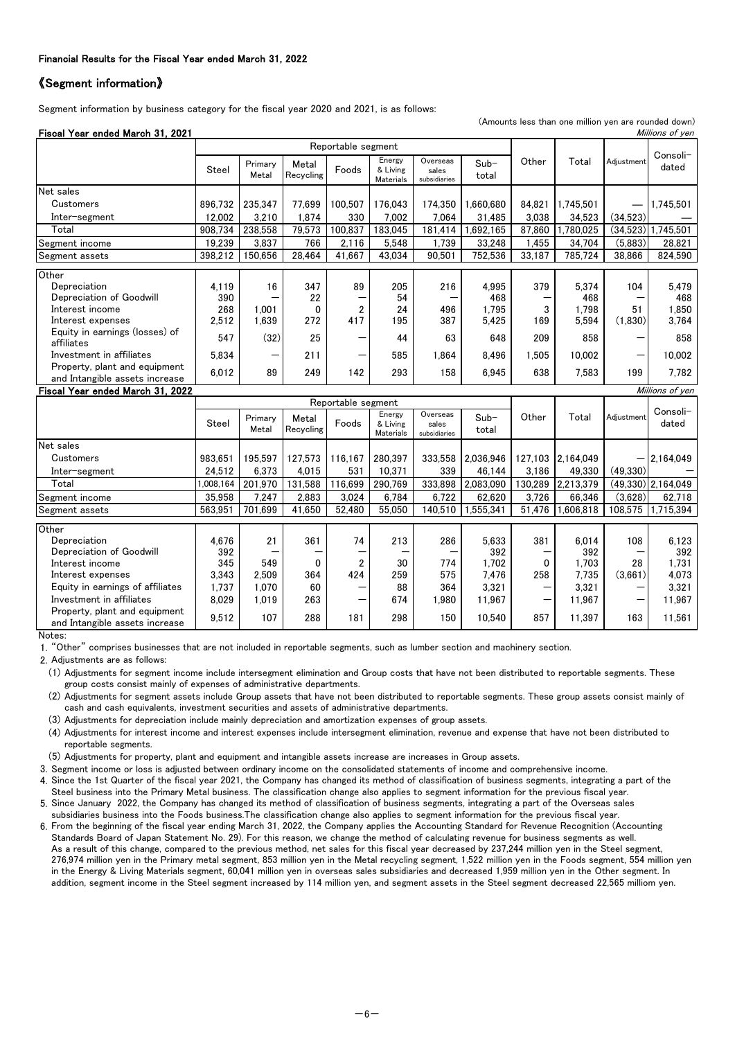Financial Results for the Fiscal Year ended March 31, 2022

## 《Segment information》

Segment information by business category for the fiscal year 2020 and 2021, is as follows:

(Amounts less than one million yen are rounded down)

**Fiscal Year ended March 31, 2021**

*Millions of yen*

| | Reportable segment | | | | | | | Other | Total | Adjustment | Consoli-dated |
|---|---|---|---|---|---|---|---|---|---|---|---|
| | Steel | Primary Metal | Metal Recycling | Foods | Energy & Living Materials | Overseas sales subsidiaries | Sub-total | | | | |
| Net sales | | | | | | | | | | | |
| Customers | 896,732 | 235,347 | 77,699 | 100,507 | 176,043 | 174,350 | 1,660,680 | 84,821 | 1,745,501 | — | 1,745,501 |
| Inter-segment | 12,002 | 3,210 | 1,874 | 330 | 7,002 | 7,064 | 31,485 | 3,038 | 34,523 | (34,523) | — |
| Total | 908,734 | 238,558 | 79,573 | 100,837 | 183,045 | 181,414 | 1,692,165 | 87,860 | 1,780,025 | (34,523) | 1,745,501 |
| Segment income | 19,239 | 3,837 | 766 | 2,116 | 5,548 | 1,739 | 33,248 | 1,455 | 34,704 | (5,883) | 28,821 |
| Segment assets | 398,212 | 150,656 | 28,464 | 41,667 | 43,034 | 90,501 | 752,536 | 33,187 | 785,724 | 38,866 | 824,590 |
| Other | | | | | | | | | | | |
| Depreciation | 4,119 | 16 | 347 | 89 | 205 | 216 | 4,995 | 379 | 5,374 | 104 | 5,479 |
| Depreciation of Goodwill | 390 | — | 22 | — | 54 | — | 468 | — | 468 | — | 468 |
| Interest income | 268 | 1,001 | 0 | 2 | 24 | 496 | 1,795 | 3 | 1,798 | 51 | 1,850 |
| Interest expenses | 2,512 | 1,639 | 272 | 417 | 195 | 387 | 5,425 | 169 | 5,594 | (1,830) | 3,764 |
| Equity in earnings (losses) of affiliates | 547 | (32) | 25 | — | 44 | 63 | 648 | 209 | 858 | — | 858 |
| Investment in affiliates | 5,834 | — | 211 | — | 585 | 1,864 | 8,496 | 1,505 | 10,002 | — | 10,002 |
| Property, plant and equipment and Intangible assets increase | 6,012 | 89 | 249 | 142 | 293 | 158 | 6,945 | 638 | 7,583 | 199 | 7,782 |

**Fiscal Year ended March 31, 2022**

*Millions of yen*

| | Reportable segment | | | | | | | Other | Total | Adjustment | Consoli-dated |
|---|---|---|---|---|---|---|---|---|---|---|---|
| | Steel | Primary Metal | Metal Recycling | Foods | Energy & Living Materials | Overseas sales subsidiaries | Sub-total | | | | |
| Net sales | | | | | | | | | | | |
| Customers | 983,651 | 195,597 | 127,573 | 116,167 | 280,397 | 333,558 | 2,036,946 | 127,103 | 2,164,049 | — | 2,164,049 |
| Inter-segment | 24,512 | 6,373 | 4,015 | 531 | 10,371 | 339 | 46,144 | 3,186 | 49,330 | (49,330) | — |
| Total | 1,008,164 | 201,970 | 131,588 | 116,699 | 290,769 | 333,898 | 2,083,090 | 130,289 | 2,213,379 | (49,330) | 2,164,049 |
| Segment income | 35,958 | 7,247 | 2,883 | 3,024 | 6,784 | 6,722 | 62,620 | 3,726 | 66,346 | (3,628) | 62,718 |
| Segment assets | 563,951 | 701,699 | 41,650 | 52,480 | 55,050 | 140,510 | 1,555,341 | 51,476 | 1,606,818 | 108,575 | 1,715,394 |
| Other | | | | | | | | | | | |
| Depreciation | 4,676 | 21 | 361 | 74 | 213 | 286 | 5,633 | 381 | 6,014 | 108 | 6,123 |
| Depreciation of Goodwill | 392 | — | — | — | — | — | 392 | — | 392 | — | 392 |
| Interest income | 345 | 549 | 0 | 2 | 30 | 774 | 1,702 | 0 | 1,703 | 28 | 1,731 |
| Interest expenses | 3,343 | 2,509 | 364 | 424 | 259 | 575 | 7,476 | 258 | 7,735 | (3,661) | 4,073 |
| Equity in earnings of affiliates | 1,737 | 1,070 | 60 | — | 88 | 364 | 3,321 | — | 3,321 | — | 3,321 |
| Investment in affiliates | 8,029 | 1,019 | 263 | — | 674 | 1,980 | 11,967 | — | 11,967 | — | 11,967 |
| Property, plant and equipment and Intangible assets increase | 9,512 | 107 | 288 | 181 | 298 | 150 | 10,540 | 857 | 11,397 | 163 | 11,561 |

Notes:

1. "Other" comprises businesses that are not included in reportable segments, such as lumber section and machinery section.
2. Adjustments are as follows:
   (1) Adjustments for segment income include intersegment elimination and Group costs that have not been distributed to reportable segments. These group costs consist mainly of expenses of administrative departments.
   (2) Adjustments for segment assets include Group assets that have not been distributed to reportable segments. These group assets consist mainly of cash and cash equivalents, investment securities and assets of administrative departments.
   (3) Adjustments for depreciation include mainly depreciation and amortization expenses of group assets.
   (4) Adjustments for interest income and interest expenses include intersegment elimination, revenue and expense that have not been distributed to reportable segments.
   (5) Adjustments for property, plant and equipment and intangible assets increase are increases in Group assets.
3. Segment income or loss is adjusted between ordinary income on the consolidated statements of income and comprehensive income.
4. Since the 1st Quarter of the fiscal year 2021, the Company has changed its method of classification of business segments, integrating a part of the Steel business into the Primary Metal business. The classification change also applies to segment information for the previous fiscal year.
5. Since January 2022, the Company has changed its method of classification of business segments, integrating a part of the Overseas sales subsidiaries business into the Foods business.The classification change also applies to segment information for the previous fiscal year.
6. From the beginning of the fiscal year ending March 31, 2022, the Company applies the Accounting Standard for Revenue Recognition (Accounting Standards Board of Japan Statement No. 29). For this reason, we change the method of calculating revenue for business segments as well. As a result of this change, compared to the previous method, net sales for this fiscal year decreased by 237,244 million yen in the Steel segment, 276,974 million yen in the Primary metal segment, 853 million yen in the Metal recycling segment, 1,522 million yen in the Foods segment, 554 million yen in the Energy & Living Materials segment, 60,041 million yen in overseas sales subsidiaries and decreased 1,959 million yen in the Other segment. In addition, segment income in the Steel segment increased by 114 million yen, and segment assets in the Steel segment decreased 22,565 milliom yen.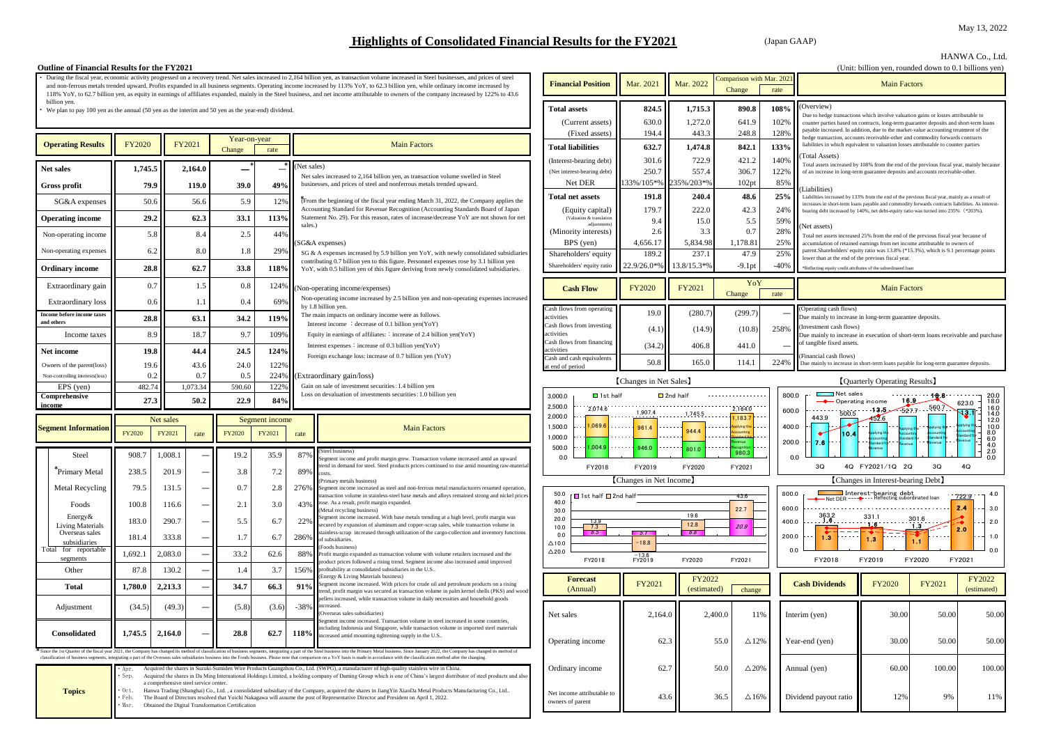May 13, 2022

# Highlights of Consolidated Financial Results for the FY2021

(Japan GAAP)

HANWA Co., Ltd.

(Unit: billion yen, rounded down to 0.1 billions yen)

## Outline of Financial Results for the FY2021

- During the fiscal year, economic activity progressed on a recovery trend. Net sales increased to 2,164 billion yen, as transaction volume increased in Steel businesses, and prices of steel and non-ferrous metals trended upward. Profits expanded in all business segments. Operating income increased by 113% YoY, to 62.3 billion yen, while ordinary income increased by 118% YoY, to 62.7 billion yen, as equity in earnings of affiliates expanded, mainly in the Steel business, and net income attributable to owners of the company increased by 122% to 43.6 billion yen.
- We plan to pay 100 yen as the annual (50 yen as the interim and 50 yen as the year-end) dividend.

| Operating Results | FY2020 | FY2021 | Year-on-year Change | rate |
|---|---|---|---|---|
| Net sales | 1,745.5 | 2,164.0 | —* | —* |
| Gross profit | 79.9 | 119.0 | 39.0 | 49% |
| SG&A expenses | 50.6 | 56.6 | 5.9 | 12% |
| Operating income | 29.2 | 62.3 | 33.1 | 113% |
| Non-operating income | 5.8 | 8.4 | 2.5 | 44% |
| Non-operating expenses | 6.2 | 8.0 | 1.8 | 29% |
| Ordinary income | 28.8 | 62.7 | 33.8 | 118% |
| Extraordinary gain | 0.7 | 1.5 | 0.8 | 124% |
| Extraordinary loss | 0.6 | 1.1 | 0.4 | 69% |
| Income before income taxes and others | 28.8 | 63.1 | 34.2 | 119% |
| Income taxes | 8.9 | 18.7 | 9.7 | 109% |
| Net income | 19.8 | 44.4 | 24.5 | 124% |
| Owners of the parent(loss) | 19.6 | 43.6 | 24.0 | 122% |
| Non-controlling interests(loss) | 0.2 | 0.7 | 0.5 | 224% |
| EPS (yen) | 482.74 | 1,073.34 | 590.60 | 122% |
| Comprehensive income | 27.3 | 50.2 | 22.9 | 84% |

**Main Factors**

(Net sales)
Net sales increased to 2,164 billion yen, as transaction volume swelled in Steel businesses, and prices of steel and nonferrous metals trended upward.

*From the beginning of the fiscal year ending March 31, 2022, the Company applies the Accounting Standard for Revenue Recognition (Accounting Standards Board of Japan Statement No. 29). For this reason, rates of increase/decrease YoY are not shown for net sales.)

(SG&A expenses)
SG & A expenses increased by 5.9 billion yen YoY, with newly consolidated subsidiaries contributing 0.7 billion yen to this figure. Personnel expenses rose by 3.1 billion yen YoY, with 0.5 billion yen of this figure deriving from newly consolidated subsidiaries.

(Non-operating income/expenses)
Non-operating income increased by 2.5 billion yen and non-operating expenses increased by 1.8 billion yen.
The main impacts on ordinary income were as follows.
Interest income：decrease of 0.1 billion yen(YoY)
Equity in earnings of affiliates：increase of 2.4 billion yen(YoY)
Interest expenses：increase of 0.3 billion yen(YoY)
Foreign exchange loss: increase of 0.7 billion yen (YoY)

(Extraordinary gain/loss)
Gain on sale of investment securities: 1.4 billion yen
Loss on devaluation of investments securities: 1.0 billion yen

| Segment Information | Net sales FY2020 | Net sales FY2021 | rate | Segment income FY2020 | Segment income FY2021 | rate |
|---|---|---|---|---|---|---|
| Steel | 908.7 | 1,008.1 | — | 19.2 | 35.9 | 87% |
| *Primary Metal | 238.5 | 201.9 | — | 3.8 | 7.2 | 89% |
| Metal Recycling | 79.5 | 131.5 | — | 0.7 | 2.8 | 276% |
| Foods | 100.8 | 116.6 | — | 2.1 | 3.0 | 43% |
| Energy& Living Materials | 183.0 | 290.7 | — | 5.5 | 6.7 | 22% |
| Overseas sales subsidiaries | 181.4 | 333.8 | — | 1.7 | 6.7 | 286% |
| Total for reportable segments | 1,692.1 | 2,083.0 | — | 33.2 | 62.6 | 88% |
| Other | 87.8 | 130.2 | — | 1.4 | 3.7 | 156% |
| Total | 1,780.0 | 2,213.3 | — | 34.7 | 66.3 | 91% |
| Adjustment | (34.5) | (49.3) | — | (5.8) | (3.6) | -38% |
| Consolidated | 1,745.5 | 2,164.0 | — | 28.8 | 62.7 | 118% |

**Main Factors**

(Steel business)
Segment income and profit margin grew. Transaction volume increased amid an upward trend in demand for steel. Steel products prices continued to rise amid mounting raw-material costs.
(Primary metals business)
Segment income increased as steel and non-ferrous metal manufacturers resumed operation, transaction volume in stainless-steel base metals and alloys remained strong and nickel prices rose. As a result, profit margin expanded.
(Metal recycling business)
Segment income increased. With base metals trending at a high level, profit margin was secured by expansion of aluminum and copper-scrap sales, while transaction volume in stainless-scrap increased through utilization of the cargo-collection and inventory functions of subsidiaries.
(Foods business)
Profit margin expanded as transaction volume with volume retailers increased and the product prices followed a rising trend. Segment income also increased amid improved profitability at consolidated subsidiaries in the U.S..
(Energy & Living Materials business)
Segment income increased. With prices for crude oil and petroleum products on a rising trend, profit margin was secured as transaction volume in palm kernel shells (PKS) and wood pellets increased, while transaction volume in daily necessities and household goods increased.
(Overseas sales subsidiaries)
Segment income increased. Transaction volume in steel increased in some countries, including Indonesia and Singapore, while transaction volume in imported steel materials increased amid mounting tightening supply in the U.S..

* Since the 1st Quarter of the fiscal year 2021, the Company has changed its method of classification of business segments, integrating a part of the Steel business into the Primary Metal business. Since January 2022, the Company has changed its method of classification of business segments, integrating a part of the Overseas sales subsidiaries business into the Foods business. Please note that comparison on a YoY basis is made in accordance with the classification method after the changing.

**Topics**

- Apr. Acquired the shares in Suzuki-Sumiden Wire Products Guangzhou Co., Ltd. (SWPG), a manufacturer of high-quality stainless wire in China.
- Sep. Acquired the shares in Da Ming International Holdings Limited, a holding company of Daming Group which is one of China's largest distributor of steel products and also a comprehensive steel service center.
- Oct. Hanwa Trading (Shanghai) Co., Ltd., a consolidated subsidiary of the Company, acquired the shares in JiangYin XiaoDa Metal Products Manufacturing Co., Ltd..
- Feb. The Board of Directors resolved that Yoichi Nakagawa will assume the post of Representative Director and President on April 1, 2022.
- Mar. Obtained the Digital Transformation Certification

| Financial Position | Mar. 2021 | Mar. 2022 | Comparison with Mar. 2021 Change | rate |
|---|---|---|---|---|
| Total assets | 824.5 | 1,715.3 | 890.8 | 108% |
| (Current assets) | 630.0 | 1,272.0 | 641.9 | 102% |
| (Fixed assets) | 194.4 | 443.3 | 248.8 | 128% |
| Total liabilities | 632.7 | 1,474.8 | 842.1 | 133% |
| (Interest-bearing debt) | 301.6 | 722.9 | 421.2 | 140% |
| (Net interest-bearing debt) | 250.7 | 557.4 | 306.7 | 122% |
| Net DER | 133%/105*% | 235%/203*% | 102pt | 85% |
| Total net assets | 191.8 | 240.4 | 48.6 | 25% |
| (Equity capital) | 179.7 | 222.0 | 42.3 | 24% |
| (Valuation & translation adjustments) | 9.4 | 15.0 | 5.5 | 59% |
| (Minority interests) | 2.6 | 3.3 | 0.7 | 28% |
| BPS (yen) | 4,656.17 | 5,834.98 | 1,178.81 | 25% |
| Shareholders' equity | 189.2 | 237.1 | 47.9 | 25% |
| Shareholders' equity ratio | 22.9/26.0*% | 13.8/15.3*% | -9.1pt | -40% |

**Main Factors**

(Overview)
Due to hedge transactions which involve valuation gains or losses attributable to counter parties based on contracts, long-term guarantee deposits and short-term loans payable increased. In addition, due to the market-value accounting treatment of the hedge transaction, accounts receivable-other and commodity forwards contracts liabilities in which equivalent to valuation losses attributable to counter parties

(Total Assets)
Total assets increased by 108% from the end of the previous fiscal year, mainly because of an increase in long-term guarantee deposits and accounts receivable-other.

(Liabilities)
Liabilities increased by 133% from the end of the previous fiscal year, mainly as a result of increases in short-term loans payable and commodity forwards contracts liabilities. As interest-bearing debt increased by 140%, net debt-equity ratio was turned into 235%（*203%).

(Net assets)
Total net assets increased 25% from the end of the previous fiscal year because of accumulation of retained earnings from net income attributable to owners of parent.Shareholders' equity ratio was 13.8% (*15.3%), which is 9.1 percentage points lower than at the end of the previous fiscal year.

*Reflecting equity credit attributes of the subordinated loan

| Cash Flow | FY2020 | FY2021 | YoY Change | rate |
|---|---|---|---|---|
| Cash flows from operating activities | 19.0 | (280.7) | (299.7) | — |
| Cash flows from investing activities | (4.1) | (14.9) | (10.8) | 258% |
| Cash flows from financing activities | (34.2) | 406.8 | 441.0 | — |
| Cash and cash equivalents at end of period | 50.8 | 165.0 | 114.1 | 224% |

**Main Factors**

(Operating cash flows)
Due mainly to increase in long-term guarantee deposits.
(Investment cash flows)
Due mainly to increase in execution of short-term loans receivable and purchase of tangible fixed assets.
(Financial cash flows)
Due mainly to increase in short-term loans payable for long-term guarantee deposits.

【Changes in Net Sales】

1st half / 2nd half
FY2018: 2,074.6 (1,004.9 / 1,069.6)
FY2019: 1,907.4 (946.0 / 961.4)
FY2020: 1,745.5 (801.0 / 944.4)
FY2021: 2,164.0 (980.3 / 1,183.7) Applying the Accounting Standard for Revenue Recognition

【Quarterly Operating Results】

Net sales / Operating income
3Q: 443.9 / 7.6
4Q: 500.5 / 10.4
FY2021/1Q: 452.6 / 13.5
2Q: 527.7 / 16.9
3Q: 560.7 / 18.8
4Q: 623.0 / 13.1
Applying the Accounting Standard for Revenue

【Changes in Net Income】

1st half / 2nd half
FY2018: 13.9 (6.5 / 7.3)
FY2019: -13.6 (5.1 / -18.8)
FY2020: 19.6 (6.8 / 12.8)
FY2021: 43.6 (20.9 / 22.7)

【Changes in Interest-bearing Debt】

Interest-bearing debt / Net DER / Reflecting subordinated loan
FY2018: 363.2 / 1.6 / 1.3
FY2019: 331.1 / 1.6 / 1.3
FY2020: 301.6 / 1.3 / 1.1
FY2021: 722.9 / 2.4 / 2.0

| Forecast (Annual) | FY2021 | FY2022 (estimated) | change |
|---|---|---|---|
| Net sales | 2,164.0 | 2,400.0 | 11% |
| Operating income | 62.3 | 55.0 | △12% |
| Ordinary income | 62.7 | 50.0 | △20% |
| Net income attributable to owners of parent | 43.6 | 36.5 | △16% |

| Cash Dividends | FY2020 | FY2021 | FY2022 (estimated) |
|---|---|---|---|
| Interim (yen) | 30.00 | 50.00 | 50.00 |
| Year-end (yen) | 30.00 | 50.00 | 50.00 |
| Annual (yen) | 60.00 | 100.00 | 100.00 |
| Dividend payout ratio | 12% | 9% | 11% |